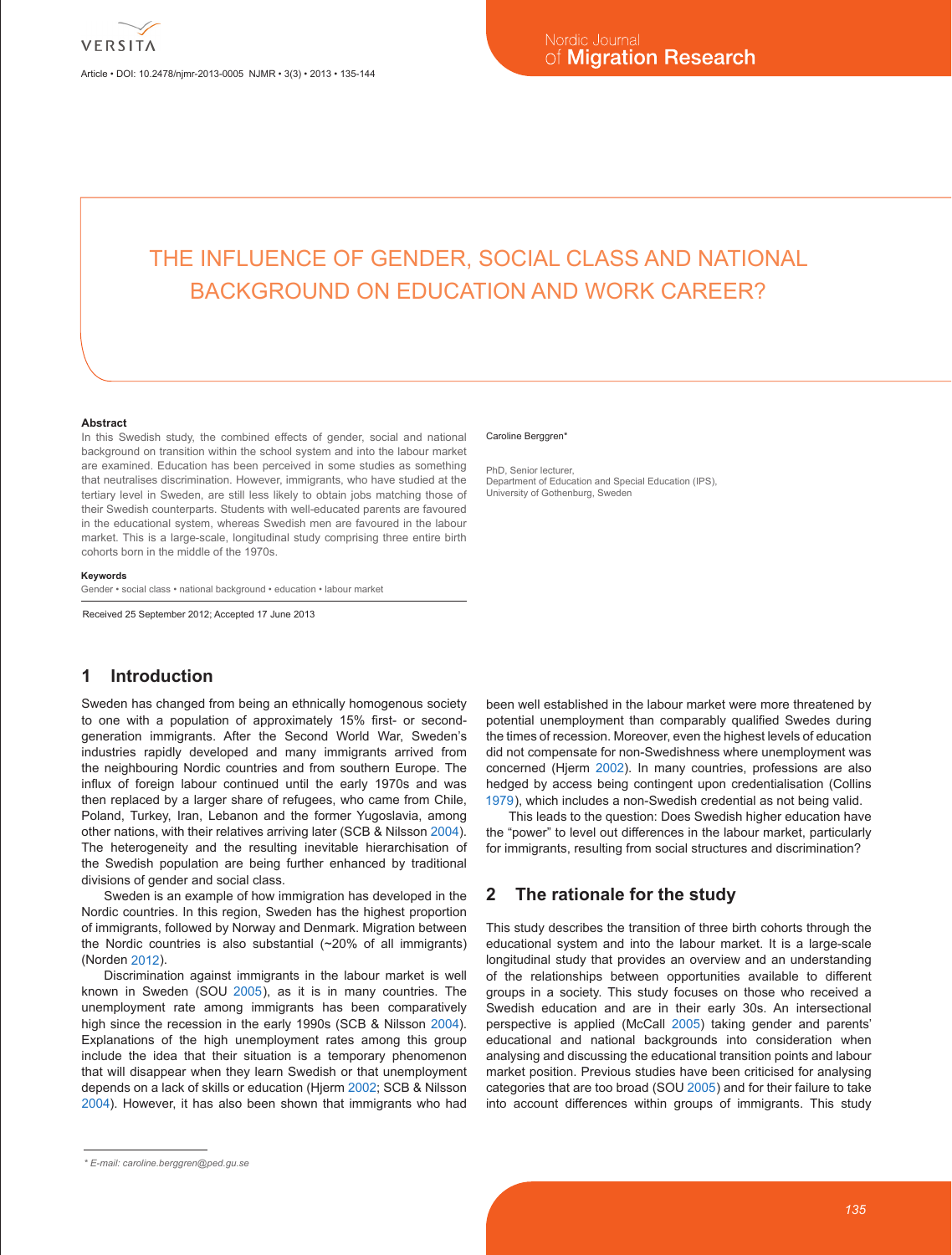# THE INFLUENCE OF GENDER, SOCIAL CLASS AND NATIONAL BACKGROUND ON EDUCATION AND WORK CAREER?

Caroline Berggren*

PhD, Senior lecturer,
Department of Education and Special Education (IPS),
University of Gothenburg, Sweden

**Abstract**

In this Swedish study, the combined effects of gender, social and national background on transition within the school system and into the labour market are examined. Education has been perceived in some studies as something that neutralises discrimination. However, immigrants, who have studied at the tertiary level in Sweden, are still less likely to obtain jobs matching those of their Swedish counterparts. Students with well-educated parents are favoured in the educational system, whereas Swedish men are favoured in the labour market. This is a large-scale, longitudinal study comprising three entire birth cohorts born in the middle of the 1970s.

**Keywords**

Gender • social class • national background • education • labour market

Received 25 September 2012; Accepted 17 June 2013

## 1 Introduction

Sweden has changed from being an ethnically homogenous society to one with a population of approximately 15% first- or second-generation immigrants. After the Second World War, Sweden's industries rapidly developed and many immigrants arrived from the neighbouring Nordic countries and from southern Europe. The influx of foreign labour continued until the early 1970s and was then replaced by a larger share of refugees, who came from Chile, Poland, Turkey, Iran, Lebanon and the former Yugoslavia, among other nations, with their relatives arriving later (SCB & Nilsson 2004). The heterogeneity and the resulting inevitable hierarchisation of the Swedish population are being further enhanced by traditional divisions of gender and social class.

Sweden is an example of how immigration has developed in the Nordic countries. In this region, Sweden has the highest proportion of immigrants, followed by Norway and Denmark. Migration between the Nordic countries is also substantial (~20% of all immigrants) (Norden 2012).

Discrimination against immigrants in the labour market is well known in Sweden (SOU 2005), as it is in many countries. The unemployment rate among immigrants has been comparatively high since the recession in the early 1990s (SCB & Nilsson 2004). Explanations of the high unemployment rates among this group include the idea that their situation is a temporary phenomenon that will disappear when they learn Swedish or that unemployment depends on a lack of skills or education (Hjerm 2002; SCB & Nilsson 2004). However, it has also been shown that immigrants who had been well established in the labour market were more threatened by potential unemployment than comparably qualified Swedes during the times of recession. Moreover, even the highest levels of education did not compensate for non-Swedishness where unemployment was concerned (Hjerm 2002). In many countries, professions are also hedged by access being contingent upon credentialisation (Collins 1979), which includes a non-Swedish credential as not being valid.

This leads to the question: Does Swedish higher education have the "power" to level out differences in the labour market, particularly for immigrants, resulting from social structures and discrimination?

## 2 The rationale for the study

This study describes the transition of three birth cohorts through the educational system and into the labour market. It is a large-scale longitudinal study that provides an overview and an understanding of the relationships between opportunities available to different groups in a society. This study focuses on those who received a Swedish education and are in their early 30s. An intersectional perspective is applied (McCall 2005) taking gender and parents' educational and national backgrounds into consideration when analysing and discussing the educational transition points and labour market position. Previous studies have been criticised for analysing categories that are too broad (SOU 2005) and for their failure to take into account differences within groups of immigrants. This study

\* E-mail: caroline.berggren@ped.gu.se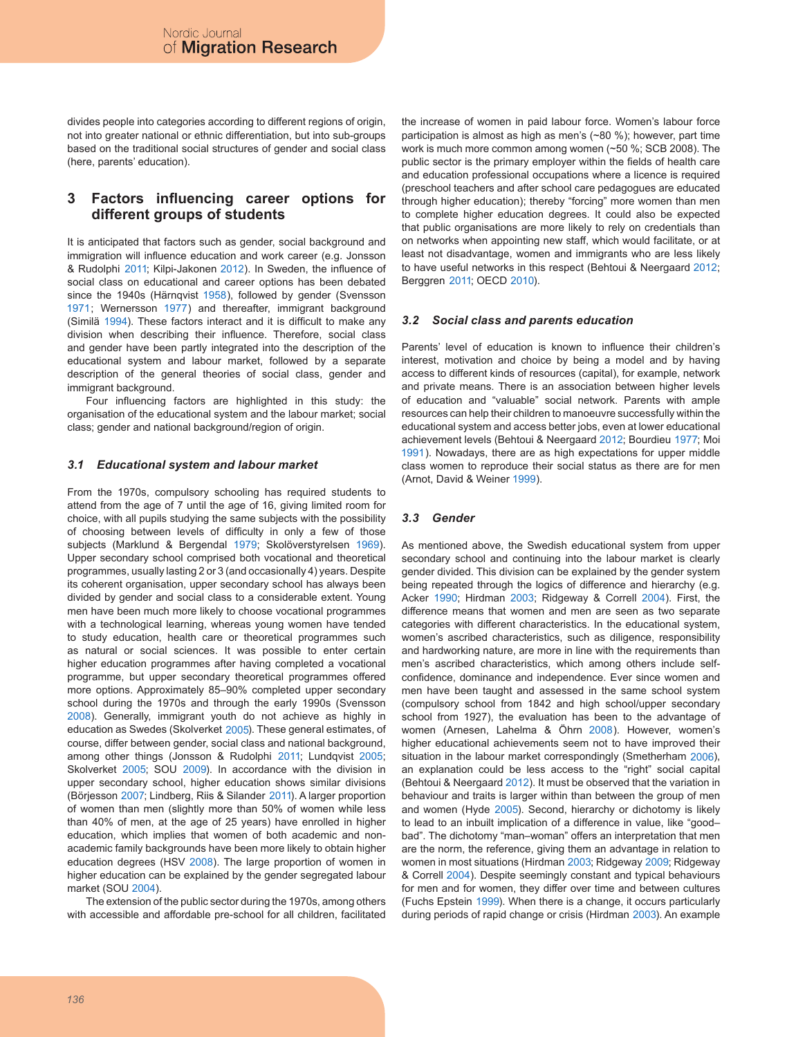divides people into categories according to different regions of origin, not into greater national or ethnic differentiation, but into sub-groups based on the traditional social structures of gender and social class (here, parents' education).

## 3 Factors influencing career options for different groups of students

It is anticipated that factors such as gender, social background and immigration will influence education and work career (e.g. Jonsson & Rudolphi 2011; Kilpi-Jakonen 2012). In Sweden, the influence of social class on educational and career options has been debated since the 1940s (Härnqvist 1958), followed by gender (Svensson 1971; Wernersson 1977) and thereafter, immigrant background (Similä 1994). These factors interact and it is difficult to make any division when describing their influence. Therefore, social class and gender have been partly integrated into the description of the educational system and labour market, followed by a separate description of the general theories of social class, gender and immigrant background.

Four influencing factors are highlighted in this study: the organisation of the educational system and the labour market; social class; gender and national background/region of origin.

### *3.1 Educational system and labour market*

From the 1970s, compulsory schooling has required students to attend from the age of 7 until the age of 16, giving limited room for choice, with all pupils studying the same subjects with the possibility of choosing between levels of difficulty in only a few of those subjects (Marklund & Bergendal 1979; Skolöverstyrelsen 1969). Upper secondary school comprised both vocational and theoretical programmes, usually lasting 2 or 3 (and occasionally 4) years. Despite its coherent organisation, upper secondary school has always been divided by gender and social class to a considerable extent. Young men have been much more likely to choose vocational programmes with a technological learning, whereas young women have tended to study education, health care or theoretical programmes such as natural or social sciences. It was possible to enter certain higher education programmes after having completed a vocational programme, but upper secondary theoretical programmes offered more options. Approximately 85–90% completed upper secondary school during the 1970s and through the early 1990s (Svensson 2008). Generally, immigrant youth do not achieve as highly in education as Swedes (Skolverket 2005). These general estimates, of course, differ between gender, social class and national background, among other things (Jonsson & Rudolphi 2011; Lundqvist 2005; Skolverket 2005; SOU 2009). In accordance with the division in upper secondary school, higher education shows similar divisions (Börjesson 2007; Lindberg, Riis & Silander 2011). A larger proportion of women than men (slightly more than 50% of women while less than 40% of men, at the age of 25 years) have enrolled in higher education, which implies that women of both academic and non-academic family backgrounds have been more likely to obtain higher education degrees (HSV 2008). The large proportion of women in higher education can be explained by the gender segregated labour market (SOU 2004).

The extension of the public sector during the 1970s, among others with accessible and affordable pre-school for all children, facilitated the increase of women in paid labour force. Women's labour force participation is almost as high as men's (~80 %); however, part time work is much more common among women (~50 %; SCB 2008). The public sector is the primary employer within the fields of health care and education professional occupations where a licence is required (preschool teachers and after school care pedagogues are educated through higher education); thereby "forcing" more women than men to complete higher education degrees. It could also be expected that public organisations are more likely to rely on credentials than on networks when appointing new staff, which would facilitate, or at least not disadvantage, women and immigrants who are less likely to have useful networks in this respect (Behtoui & Neergaard 2012; Berggren 2011; OECD 2010).

### *3.2 Social class and parents education*

Parents' level of education is known to influence their children's interest, motivation and choice by being a model and by having access to different kinds of resources (capital), for example, network and private means. There is an association between higher levels of education and "valuable" social network. Parents with ample resources can help their children to manoeuvre successfully within the educational system and access better jobs, even at lower educational achievement levels (Behtoui & Neergaard 2012; Bourdieu 1977; Moi 1991). Nowadays, there are as high expectations for upper middle class women to reproduce their social status as there are for men (Arnot, David & Weiner 1999).

### *3.3 Gender*

As mentioned above, the Swedish educational system from upper secondary school and continuing into the labour market is clearly gender divided. This division can be explained by the gender system being repeated through the logics of difference and hierarchy (e.g. Acker 1990; Hirdman 2003; Ridgeway & Correll 2004). First, the difference means that women and men are seen as two separate categories with different characteristics. In the educational system, women's ascribed characteristics, such as diligence, responsibility and hardworking nature, are more in line with the requirements than men's ascribed characteristics, which among others include self-confidence, dominance and independence. Ever since women and men have been taught and assessed in the same school system (compulsory school from 1842 and high school/upper secondary school from 1927), the evaluation has been to the advantage of women (Arnesen, Lahelma & Öhrn 2008). However, women's higher educational achievements seem not to have improved their situation in the labour market correspondingly (Smetherham 2006), an explanation could be less access to the "right" social capital (Behtoui & Neergaard 2012). It must be observed that the variation in behaviour and traits is larger within than between the group of men and women (Hyde 2005). Second, hierarchy or dichotomy is likely to lead to an inbuilt implication of a difference in value, like "good–bad". The dichotomy "man–woman" offers an interpretation that men are the norm, the reference, giving them an advantage in relation to women in most situations (Hirdman 2003; Ridgeway 2009; Ridgeway & Correll 2004). Despite seemingly constant and typical behaviours for men and for women, they differ over time and between cultures (Fuchs Epstein 1999). When there is a change, it occurs particularly during periods of rapid change or crisis (Hirdman 2003). An example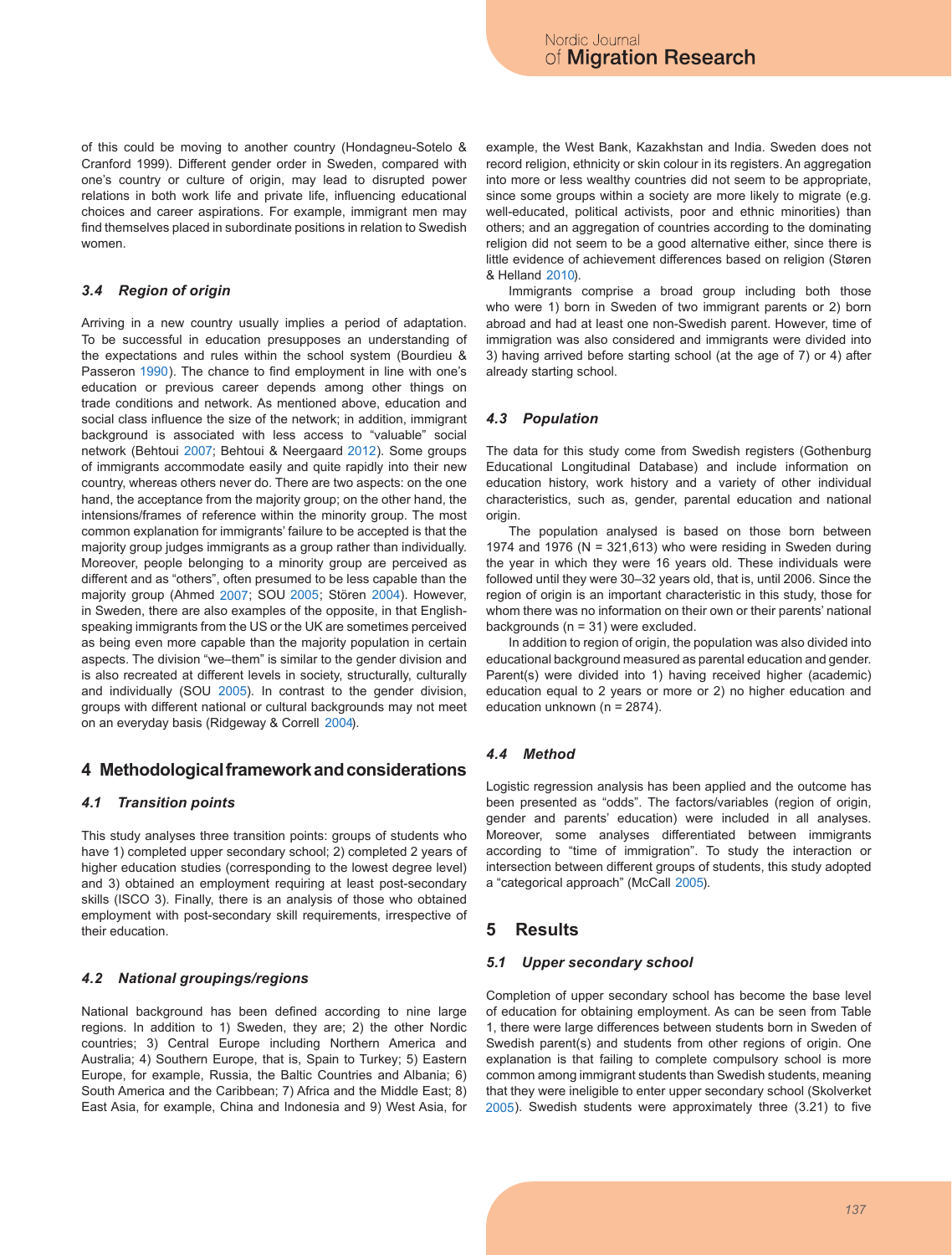of this could be moving to another country (Hondagneu-Sotelo & Cranford 1999). Different gender order in Sweden, compared with one's country or culture of origin, may lead to disrupted power relations in both work life and private life, influencing educational choices and career aspirations. For example, immigrant men may find themselves placed in subordinate positions in relation to Swedish women.

### *3.4 Region of origin*

Arriving in a new country usually implies a period of adaptation. To be successful in education presupposes an understanding of the expectations and rules within the school system (Bourdieu & Passeron 1990). The chance to find employment in line with one's education or previous career depends among other things on trade conditions and network. As mentioned above, education and social class influence the size of the network; in addition, immigrant background is associated with less access to "valuable" social network (Behtoui 2007; Behtoui & Neergaard 2012). Some groups of immigrants accommodate easily and quite rapidly into their new country, whereas others never do. There are two aspects: on the one hand, the acceptance from the majority group; on the other hand, the intensions/frames of reference within the minority group. The most common explanation for immigrants' failure to be accepted is that the majority group judges immigrants as a group rather than individually. Moreover, people belonging to a minority group are perceived as different and as "others", often presumed to be less capable than the majority group (Ahmed 2007; SOU 2005; Stören 2004). However, in Sweden, there are also examples of the opposite, in that English-speaking immigrants from the US or the UK are sometimes perceived as being even more capable than the majority population in certain aspects. The division "we–them" is similar to the gender division and is also recreated at different levels in society, structurally, culturally and individually (SOU 2005). In contrast to the gender division, groups with different national or cultural backgrounds may not meet on an everyday basis (Ridgeway & Correll 2004).

## 4 Methodological framework and considerations

### *4.1 Transition points*

This study analyses three transition points: groups of students who have 1) completed upper secondary school; 2) completed 2 years of higher education studies (corresponding to the lowest degree level) and 3) obtained an employment requiring at least post-secondary skills (ISCO 3). Finally, there is an analysis of those who obtained employment with post-secondary skill requirements, irrespective of their education.

### *4.2 National groupings/regions*

National background has been defined according to nine large regions. In addition to 1) Sweden, they are; 2) the other Nordic countries; 3) Central Europe including Northern America and Australia; 4) Southern Europe, that is, Spain to Turkey; 5) Eastern Europe, for example, Russia, the Baltic Countries and Albania; 6) South America and the Caribbean; 7) Africa and the Middle East; 8) East Asia, for example, China and Indonesia and 9) West Asia, for example, the West Bank, Kazakhstan and India. Sweden does not record religion, ethnicity or skin colour in its registers. An aggregation into more or less wealthy countries did not seem to be appropriate, since some groups within a society are more likely to migrate (e.g. well-educated, political activists, poor and ethnic minorities) than others; and an aggregation of countries according to the dominating religion did not seem to be a good alternative either, since there is little evidence of achievement differences based on religion (Støren & Helland 2010).

Immigrants comprise a broad group including both those who were 1) born in Sweden of two immigrant parents or 2) born abroad and had at least one non-Swedish parent. However, time of immigration was also considered and immigrants were divided into 3) having arrived before starting school (at the age of 7) or 4) after already starting school.

### *4.3 Population*

The data for this study come from Swedish registers (Gothenburg Educational Longitudinal Database) and include information on education history, work history and a variety of other individual characteristics, such as, gender, parental education and national origin.

The population analysed is based on those born between 1974 and 1976 (N = 321,613) who were residing in Sweden during the year in which they were 16 years old. These individuals were followed until they were 30–32 years old, that is, until 2006. Since the region of origin is an important characteristic in this study, those for whom there was no information on their own or their parents' national backgrounds (n = 31) were excluded.

In addition to region of origin, the population was also divided into educational background measured as parental education and gender. Parent(s) were divided into 1) having received higher (academic) education equal to 2 years or more or 2) no higher education and education unknown (n = 2874).

### *4.4 Method*

Logistic regression analysis has been applied and the outcome has been presented as "odds". The factors/variables (region of origin, gender and parents' education) were included in all analyses. Moreover, some analyses differentiated between immigrants according to "time of immigration". To study the interaction or intersection between different groups of students, this study adopted a "categorical approach" (McCall 2005).

## 5 Results

### *5.1 Upper secondary school*

Completion of upper secondary school has become the base level of education for obtaining employment. As can be seen from Table 1, there were large differences between students born in Sweden of Swedish parent(s) and students from other regions of origin. One explanation is that failing to complete compulsory school is more common among immigrant students than Swedish students, meaning that they were ineligible to enter upper secondary school (Skolverket 2005). Swedish students were approximately three (3.21) to five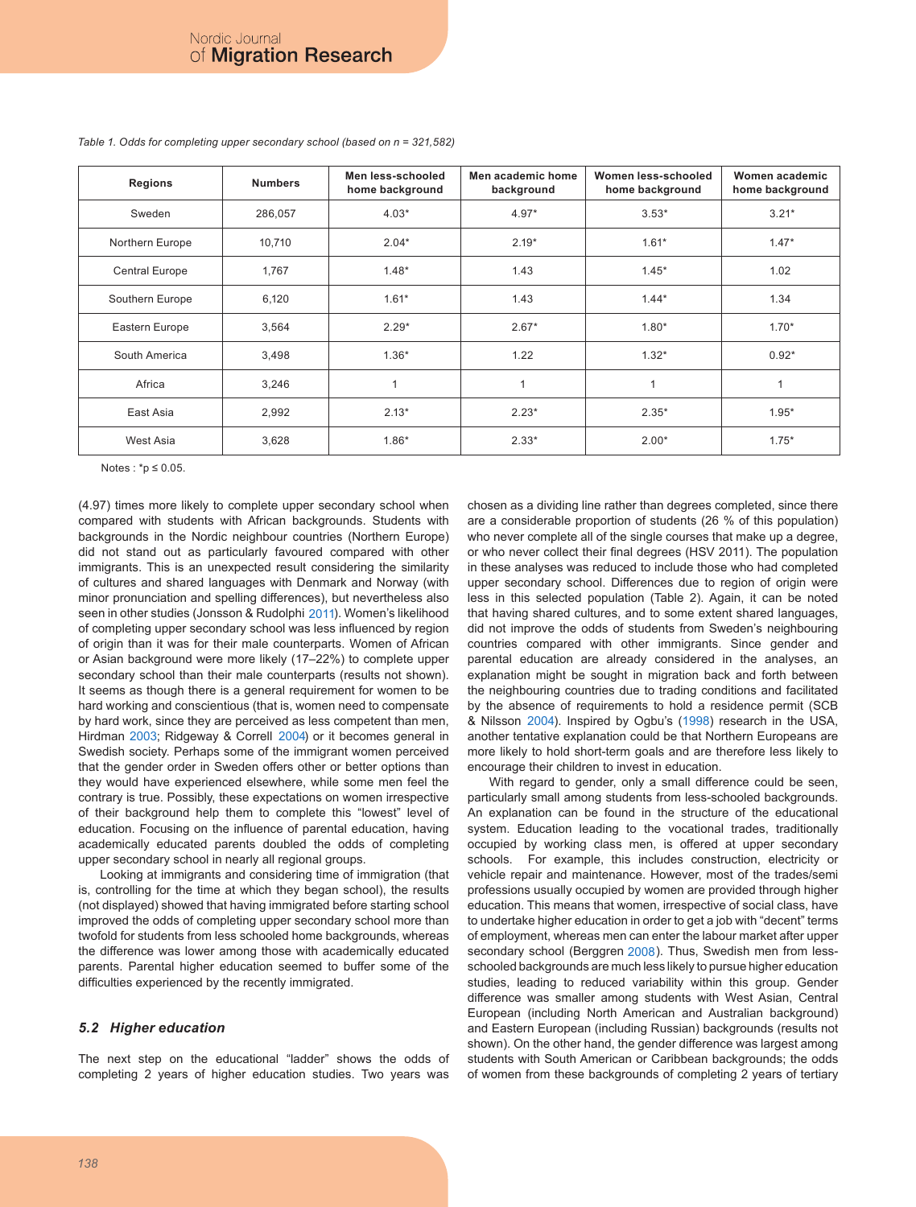*Table 1. Odds for completing upper secondary school (based on n = 321,582)*

| Regions | Numbers | Men less-schooled home background | Men academic home background | Women less-schooled home background | Women academic home background |
|---|---|---|---|---|---|
| Sweden | 286,057 | 4.03* | 4.97* | 3.53* | 3.21* |
| Northern Europe | 10,710 | 2.04* | 2.19* | 1.61* | 1.47* |
| Central Europe | 1,767 | 1.48* | 1.43 | 1.45* | 1.02 |
| Southern Europe | 6,120 | 1.61* | 1.43 | 1.44* | 1.34 |
| Eastern Europe | 3,564 | 2.29* | 2.67* | 1.80* | 1.70* |
| South America | 3,498 | 1.36* | 1.22 | 1.32* | 0.92* |
| Africa | 3,246 | 1 | 1 | 1 | 1 |
| East Asia | 2,992 | 2.13* | 2.23* | 2.35* | 1.95* |
| West Asia | 3,628 | 1.86* | 2.33* | 2.00* | 1.75* |

Notes : *$p \leq 0.05$.

(4.97) times more likely to complete upper secondary school when compared with students with African backgrounds. Students with backgrounds in the Nordic neighbour countries (Northern Europe) did not stand out as particularly favoured compared with other immigrants. This is an unexpected result considering the similarity of cultures and shared languages with Denmark and Norway (with minor pronunciation and spelling differences), but nevertheless also seen in other studies (Jonsson & Rudolphi 2011). Women's likelihood of completing upper secondary school was less influenced by region of origin than it was for their male counterparts. Women of African or Asian background were more likely (17–22%) to complete upper secondary school than their male counterparts (results not shown). It seems as though there is a general requirement for women to be hard working and conscientious (that is, women need to compensate by hard work, since they are perceived as less competent than men, Hirdman 2003; Ridgeway & Correll 2004) or it becomes general in Swedish society. Perhaps some of the immigrant women perceived that the gender order in Sweden offers other or better options than they would have experienced elsewhere, while some men feel the contrary is true. Possibly, these expectations on women irrespective of their background help them to complete this "lowest" level of education. Focusing on the influence of parental education, having academically educated parents doubled the odds of completing upper secondary school in nearly all regional groups.

Looking at immigrants and considering time of immigration (that is, controlling for the time at which they began school), the results (not displayed) showed that having immigrated before starting school improved the odds of completing upper secondary school more than twofold for students from less schooled home backgrounds, whereas the difference was lower among those with academically educated parents. Parental higher education seemed to buffer some of the difficulties experienced by the recently immigrated.

### 5.2 *Higher education*

The next step on the educational "ladder" shows the odds of completing 2 years of higher education studies. Two years was chosen as a dividing line rather than degrees completed, since there are a considerable proportion of students (26 % of this population) who never complete all of the single courses that make up a degree, or who never collect their final degrees (HSV 2011). The population in these analyses was reduced to include those who had completed upper secondary school. Differences due to region of origin were less in this selected population (Table 2). Again, it can be noted that having shared cultures, and to some extent shared languages, did not improve the odds of students from Sweden's neighbouring countries compared with other immigrants. Since gender and parental education are already considered in the analyses, an explanation might be sought in migration back and forth between the neighbouring countries due to trading conditions and facilitated by the absence of requirements to hold a residence permit (SCB & Nilsson 2004). Inspired by Ogbu's (1998) research in the USA, another tentative explanation could be that Northern Europeans are more likely to hold short-term goals and are therefore less likely to encourage their children to invest in education.

With regard to gender, only a small difference could be seen, particularly small among students from less-schooled backgrounds. An explanation can be found in the structure of the educational system. Education leading to the vocational trades, traditionally occupied by working class men, is offered at upper secondary schools. For example, this includes construction, electricity or vehicle repair and maintenance. However, most of the trades/semi professions usually occupied by women are provided through higher education. This means that women, irrespective of social class, have to undertake higher education in order to get a job with "decent" terms of employment, whereas men can enter the labour market after upper secondary school (Berggren 2008). Thus, Swedish men from less-schooled backgrounds are much less likely to pursue higher education studies, leading to reduced variability within this group. Gender difference was smaller among students with West Asian, Central European (including North American and Australian background) and Eastern European (including Russian) backgrounds (results not shown). On the other hand, the gender difference was largest among students with South American or Caribbean backgrounds; the odds of women from these backgrounds of completing 2 years of tertiary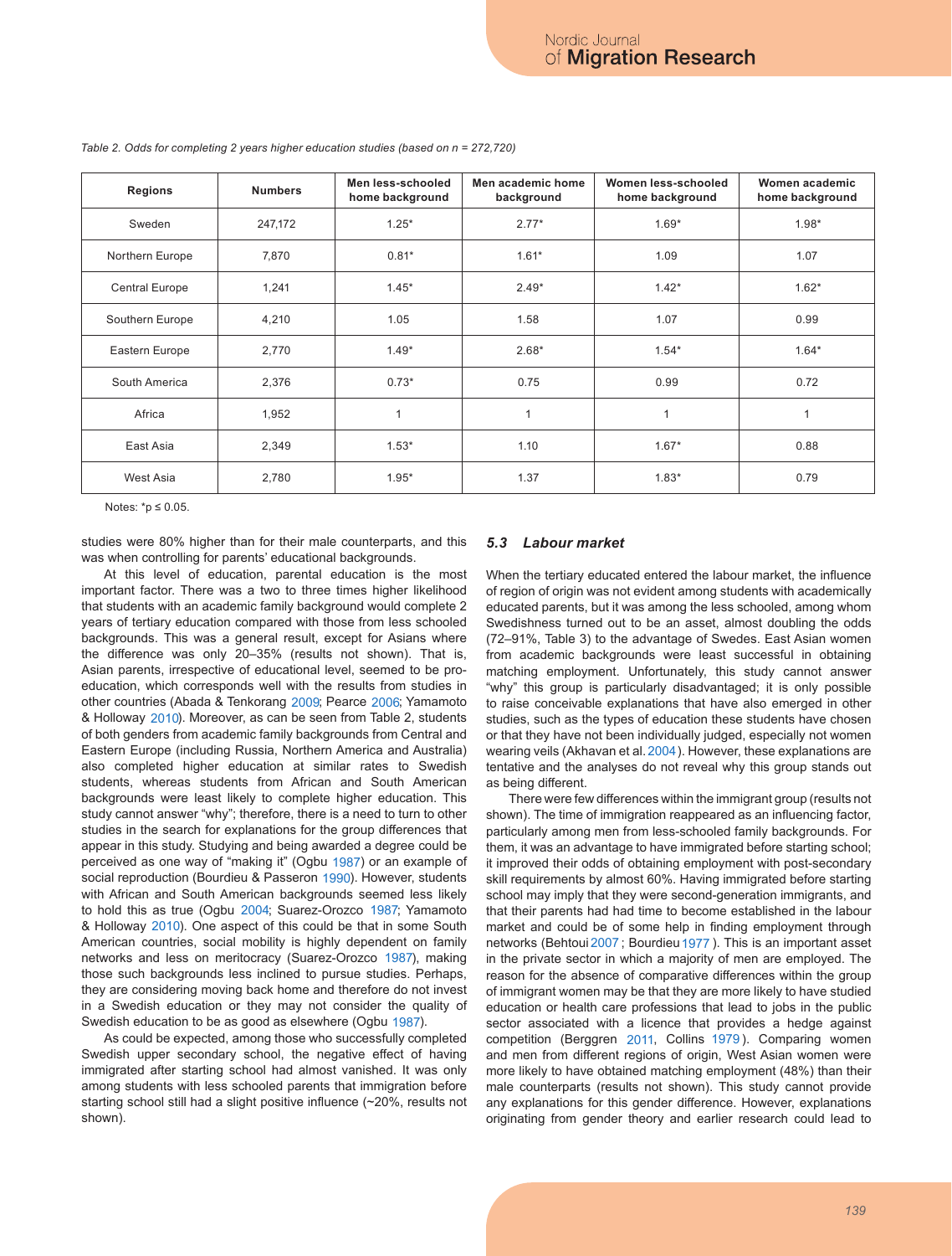*Table 2. Odds for completing 2 years higher education studies (based on n = 272,720)*

| Regions | Numbers | Men less-schooled home background | Men academic home background | Women less-schooled home background | Women academic home background |
|---|---|---|---|---|---|
| Sweden | 247,172 | 1.25* | 2.77* | 1.69* | 1.98* |
| Northern Europe | 7,870 | 0.81* | 1.61* | 1.09 | 1.07 |
| Central Europe | 1,241 | 1.45* | 2.49* | 1.42* | 1.62* |
| Southern Europe | 4,210 | 1.05 | 1.58 | 1.07 | 0.99 |
| Eastern Europe | 2,770 | 1.49* | 2.68* | 1.54* | 1.64* |
| South America | 2,376 | 0.73* | 0.75 | 0.99 | 0.72 |
| Africa | 1,952 | 1 | 1 | 1 | 1 |
| East Asia | 2,349 | 1.53* | 1.10 | 1.67* | 0.88 |
| West Asia | 2,780 | 1.95* | 1.37 | 1.83* | 0.79 |

Notes: $^*p \leq 0.05$.

studies were 80% higher than for their male counterparts, and this was when controlling for parents' educational backgrounds.

At this level of education, parental education is the most important factor. There was a two to three times higher likelihood that students with an academic family background would complete 2 years of tertiary education compared with those from less schooled backgrounds. This was a general result, except for Asians where the difference was only 20–35% (results not shown). That is, Asian parents, irrespective of educational level, seemed to be pro-education, which corresponds well with the results from studies in other countries (Abada & Tenkorang 2009; Pearce 2006; Yamamoto & Holloway 2010). Moreover, as can be seen from Table 2, students of both genders from academic family backgrounds from Central and Eastern Europe (including Russia, Northern America and Australia) also completed higher education at similar rates to Swedish students, whereas students from African and South American backgrounds were least likely to complete higher education. This study cannot answer "why"; therefore, there is a need to turn to other studies in the search for explanations for the group differences that appear in this study. Studying and being awarded a degree could be perceived as one way of "making it" (Ogbu 1987) or an example of social reproduction (Bourdieu & Passeron 1990). However, students with African and South American backgrounds seemed less likely to hold this as true (Ogbu 2004; Suarez-Orozco 1987; Yamamoto & Holloway 2010). One aspect of this could be that in some South American countries, social mobility is highly dependent on family networks and less on meritocracy (Suarez-Orozco 1987), making those such backgrounds less inclined to pursue studies. Perhaps, they are considering moving back home and therefore do not invest in a Swedish education or they may not consider the quality of Swedish education to be as good as elsewhere (Ogbu 1987).

As could be expected, among those who successfully completed Swedish upper secondary school, the negative effect of having immigrated after starting school had almost vanished. It was only among students with less schooled parents that immigration before starting school still had a slight positive influence (~20%, results not shown).

### *5.3 Labour market*

When the tertiary educated entered the labour market, the influence of region of origin was not evident among students with academically educated parents, but it was among the less schooled, among whom Swedishness turned out to be an asset, almost doubling the odds (72–91%, Table 3) to the advantage of Swedes. East Asian women from academic backgrounds were least successful in obtaining matching employment. Unfortunately, this study cannot answer "why" this group is particularly disadvantaged; it is only possible to raise conceivable explanations that have also emerged in other studies, such as the types of education these students have chosen or that they have not been individually judged, especially not women wearing veils (Akhavan et al. 2004). However, these explanations are tentative and the analyses do not reveal why this group stands out as being different.

There were few differences within the immigrant group (results not shown). The time of immigration reappeared as an influencing factor, particularly among men from less-schooled family backgrounds. For them, it was an advantage to have immigrated before starting school; it improved their odds of obtaining employment with post-secondary skill requirements by almost 60%. Having immigrated before starting school may imply that they were second-generation immigrants, and that their parents had had time to become established in the labour market and could be of some help in finding employment through networks (Behtoui 2007; Bourdieu 1977). This is an important asset in the private sector in which a majority of men are employed. The reason for the absence of comparative differences within the group of immigrant women may be that they are more likely to have studied education or health care professions that lead to jobs in the public sector associated with a licence that provides a hedge against competition (Berggren 2011, Collins 1979). Comparing women and men from different regions of origin, West Asian women were more likely to have obtained matching employment (48%) than their male counterparts (results not shown). This study cannot provide any explanations for this gender difference. However, explanations originating from gender theory and earlier research could lead to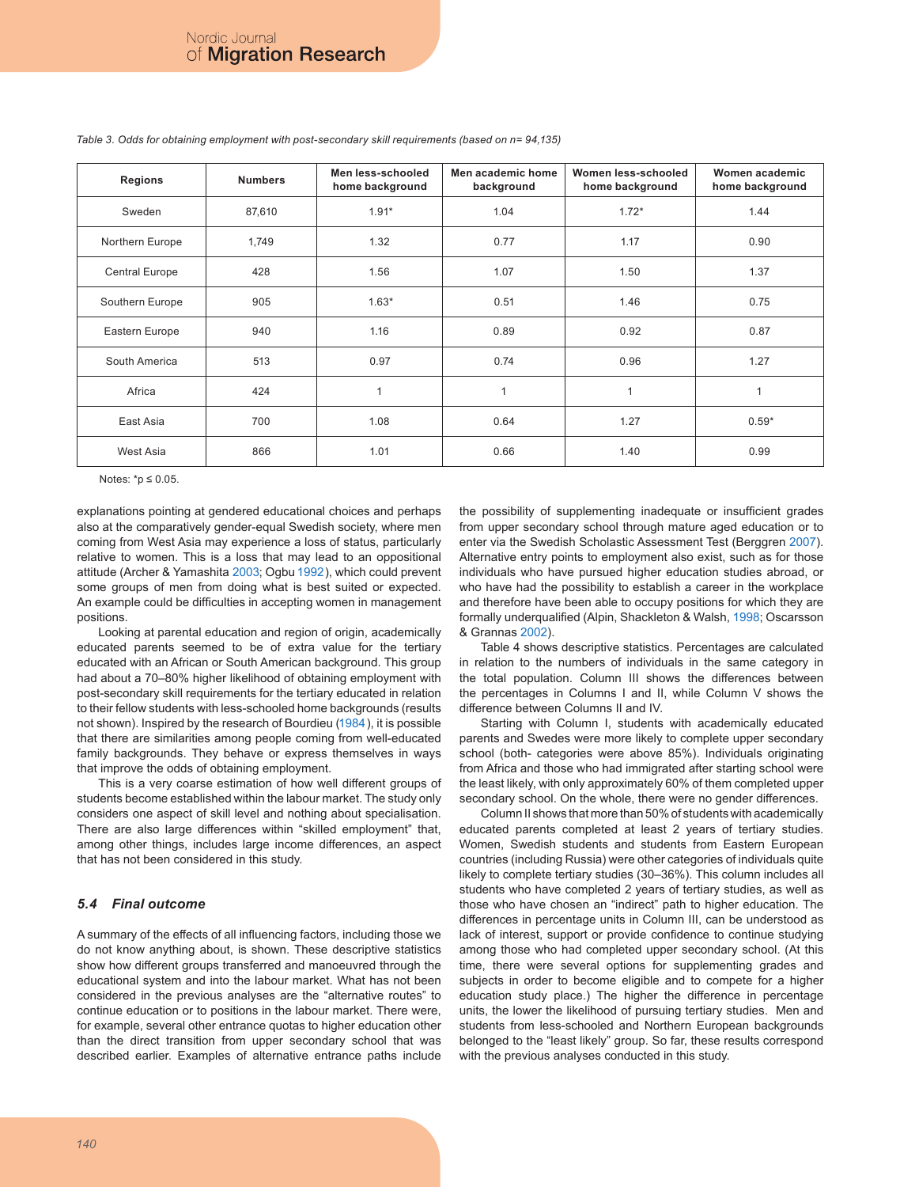*Table 3. Odds for obtaining employment with post-secondary skill requirements (based on n= 94,135)*

| Regions | Numbers | Men less-schooled home background | Men academic home background | Women less-schooled home background | Women academic home background |
|---|---|---|---|---|---|
| Sweden | 87,610 | 1.91* | 1.04 | 1.72* | 1.44 |
| Northern Europe | 1,749 | 1.32 | 0.77 | 1.17 | 0.90 |
| Central Europe | 428 | 1.56 | 1.07 | 1.50 | 1.37 |
| Southern Europe | 905 | 1.63* | 0.51 | 1.46 | 0.75 |
| Eastern Europe | 940 | 1.16 | 0.89 | 0.92 | 0.87 |
| South America | 513 | 0.97 | 0.74 | 0.96 | 1.27 |
| Africa | 424 | 1 | 1 | 1 | 1 |
| East Asia | 700 | 1.08 | 0.64 | 1.27 | 0.59* |
| West Asia | 866 | 1.01 | 0.66 | 1.40 | 0.99 |

Notes: $*p \leq 0.05$.

explanations pointing at gendered educational choices and perhaps also at the comparatively gender-equal Swedish society, where men coming from West Asia may experience a loss of status, particularly relative to women. This is a loss that may lead to an oppositional attitude (Archer & Yamashita 2003; Ogbu 1992), which could prevent some groups of men from doing what is best suited or expected. An example could be difficulties in accepting women in management positions.

Looking at parental education and region of origin, academically educated parents seemed to be of extra value for the tertiary educated with an African or South American background. This group had about a 70–80% higher likelihood of obtaining employment with post-secondary skill requirements for the tertiary educated in relation to their fellow students with less-schooled home backgrounds (results not shown). Inspired by the research of Bourdieu (1984), it is possible that there are similarities among people coming from well-educated family backgrounds. They behave or express themselves in ways that improve the odds of obtaining employment.

This is a very coarse estimation of how well different groups of students become established within the labour market. The study only considers one aspect of skill level and nothing about specialisation. There are also large differences within "skilled employment" that, among other things, includes large income differences, an aspect that has not been considered in this study.

### *5.4 Final outcome*

A summary of the effects of all influencing factors, including those we do not know anything about, is shown. These descriptive statistics show how different groups transferred and manoeuvred through the educational system and into the labour market. What has not been considered in the previous analyses are the "alternative routes" to continue education or to positions in the labour market. There were, for example, several other entrance quotas to higher education other than the direct transition from upper secondary school that was described earlier. Examples of alternative entrance paths include the possibility of supplementing inadequate or insufficient grades from upper secondary school through mature aged education or to enter via the Swedish Scholastic Assessment Test (Berggren 2007). Alternative entry points to employment also exist, such as for those individuals who have pursued higher education studies abroad, or who have had the possibility to establish a career in the workplace and therefore have been able to occupy positions for which they are formally underqualified (Alpin, Shackleton & Walsh, 1998; Oscarsson & Grannas 2002).

Table 4 shows descriptive statistics. Percentages are calculated in relation to the numbers of individuals in the same category in the total population. Column III shows the differences between the percentages in Columns I and II, while Column V shows the difference between Columns II and IV.

Starting with Column I, students with academically educated parents and Swedes were more likely to complete upper secondary school (both- categories were above 85%). Individuals originating from Africa and those who had immigrated after starting school were the least likely, with only approximately 60% of them completed upper secondary school. On the whole, there were no gender differences.

Column II shows that more than 50% of students with academically educated parents completed at least 2 years of tertiary studies. Women, Swedish students and students from Eastern European countries (including Russia) were other categories of individuals quite likely to complete tertiary studies (30–36%). This column includes all students who have completed 2 years of tertiary studies, as well as those who have chosen an "indirect" path to higher education. The differences in percentage units in Column III, can be understood as lack of interest, support or provide confidence to continue studying among those who had completed upper secondary school. (At this time, there were several options for supplementing grades and subjects in order to become eligible and to compete for a higher education study place.) The higher the difference in percentage units, the lower the likelihood of pursuing tertiary studies. Men and students from less-schooled and Northern European backgrounds belonged to the "least likely" group. So far, these results correspond with the previous analyses conducted in this study.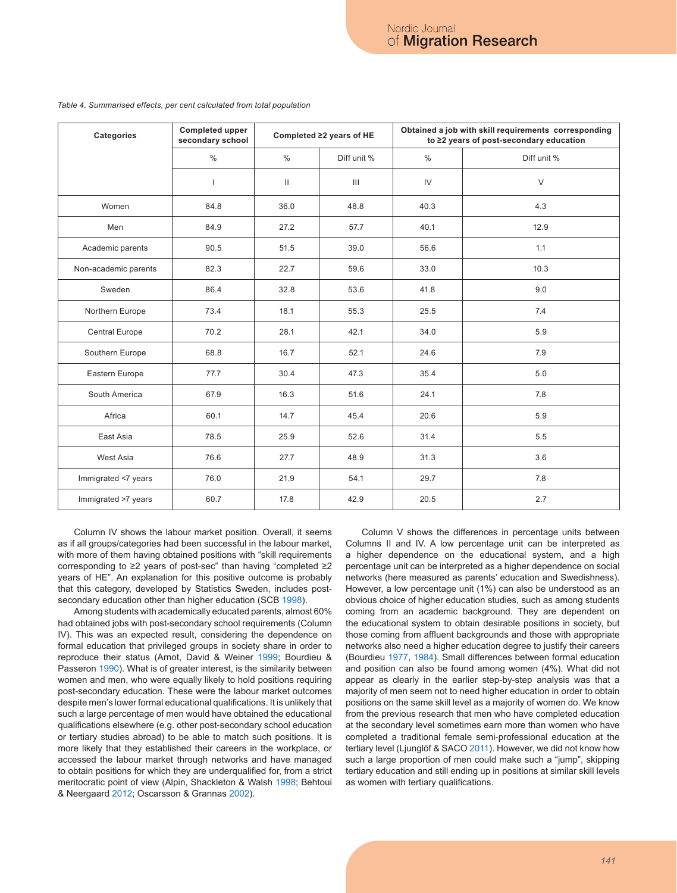*Table 4. Summarised effects, per cent calculated from total population*

| Categories | Completed upper secondary school | Completed ≥2 years of HE | | Obtained a job with skill requirements corresponding to ≥2 years of post-secondary education | |
|---|---|---|---|---|---|
| | % | % | Diff unit % | % | Diff unit % |
| | I | II | III | IV | V |
| Women | 84.8 | 36.0 | 48.8 | 40.3 | 4.3 |
| Men | 84.9 | 27.2 | 57.7 | 40.1 | 12.9 |
| Academic parents | 90.5 | 51.5 | 39.0 | 56.6 | 1.1 |
| Non-academic parents | 82.3 | 22.7 | 59.6 | 33.0 | 10.3 |
| Sweden | 86.4 | 32.8 | 53.6 | 41.8 | 9.0 |
| Northern Europe | 73.4 | 18.1 | 55.3 | 25.5 | 7.4 |
| Central Europe | 70.2 | 28.1 | 42.1 | 34.0 | 5.9 |
| Southern Europe | 68.8 | 16.7 | 52.1 | 24.6 | 7.9 |
| Eastern Europe | 77.7 | 30.4 | 47.3 | 35.4 | 5.0 |
| South America | 67.9 | 16.3 | 51.6 | 24.1 | 7.8 |
| Africa | 60.1 | 14.7 | 45.4 | 20.6 | 5.9 |
| East Asia | 78.5 | 25.9 | 52.6 | 31.4 | 5.5 |
| West Asia | 76.6 | 27.7 | 48.9 | 31.3 | 3.6 |
| Immigrated <7 years | 76.0 | 21.9 | 54.1 | 29.7 | 7.8 |
| Immigrated >7 years | 60.7 | 17.8 | 42.9 | 20.5 | 2.7 |

Column IV shows the labour market position. Overall, it seems as if all groups/categories had been successful in the labour market, with more of them having obtained positions with "skill requirements corresponding to ≥2 years of post-sec" than having "completed ≥2 years of HE". An explanation for this positive outcome is probably that this category, developed by Statistics Sweden, includes post-secondary education other than higher education (SCB 1998).

Among students with academically educated parents, almost 60% had obtained jobs with post-secondary school requirements (Column IV). This was an expected result, considering the dependence on formal education that privileged groups in society share in order to reproduce their status (Arnot, David & Weiner 1999; Bourdieu & Passeron 1990). What is of greater interest, is the similarity between women and men, who were equally likely to hold positions requiring post-secondary education. These were the labour market outcomes despite men's lower formal educational qualifications. It is unlikely that such a large percentage of men would have obtained the educational qualifications elsewhere (e.g. other post-secondary school education or tertiary studies abroad) to be able to match such positions. It is more likely that they established their careers in the workplace, or accessed the labour market through networks and have managed to obtain positions for which they are underqualified for, from a strict meritocratic point of view (Alpin, Shackleton & Walsh 1998; Behtoui & Neergaard 2012; Oscarsson & Grannas 2002).

Column V shows the differences in percentage units between Columns II and IV. A low percentage unit can be interpreted as a higher dependence on the educational system, and a high percentage unit can be interpreted as a higher dependence on social networks (here measured as parents' education and Swedishness). However, a low percentage unit (1%) can also be understood as an obvious choice of higher education studies, such as among students coming from an academic background. They are dependent on the educational system to obtain desirable positions in society, but those coming from affluent backgrounds and those with appropriate networks also need a higher education degree to justify their careers (Bourdieu 1977, 1984). Small differences between formal education and position can also be found among women (4%). What did not appear as clearly in the earlier step-by-step analysis was that a majority of men seem not to need higher education in order to obtain positions on the same skill level as a majority of women do. We know from the previous research that men who have completed education at the secondary level sometimes earn more than women who have completed a traditional female semi-professional education at the tertiary level (Ljunglöf & SACO 2011). However, we did not know how such a large proportion of men could make such a "jump", skipping tertiary education and still ending up in positions at similar skill levels as women with tertiary qualifications.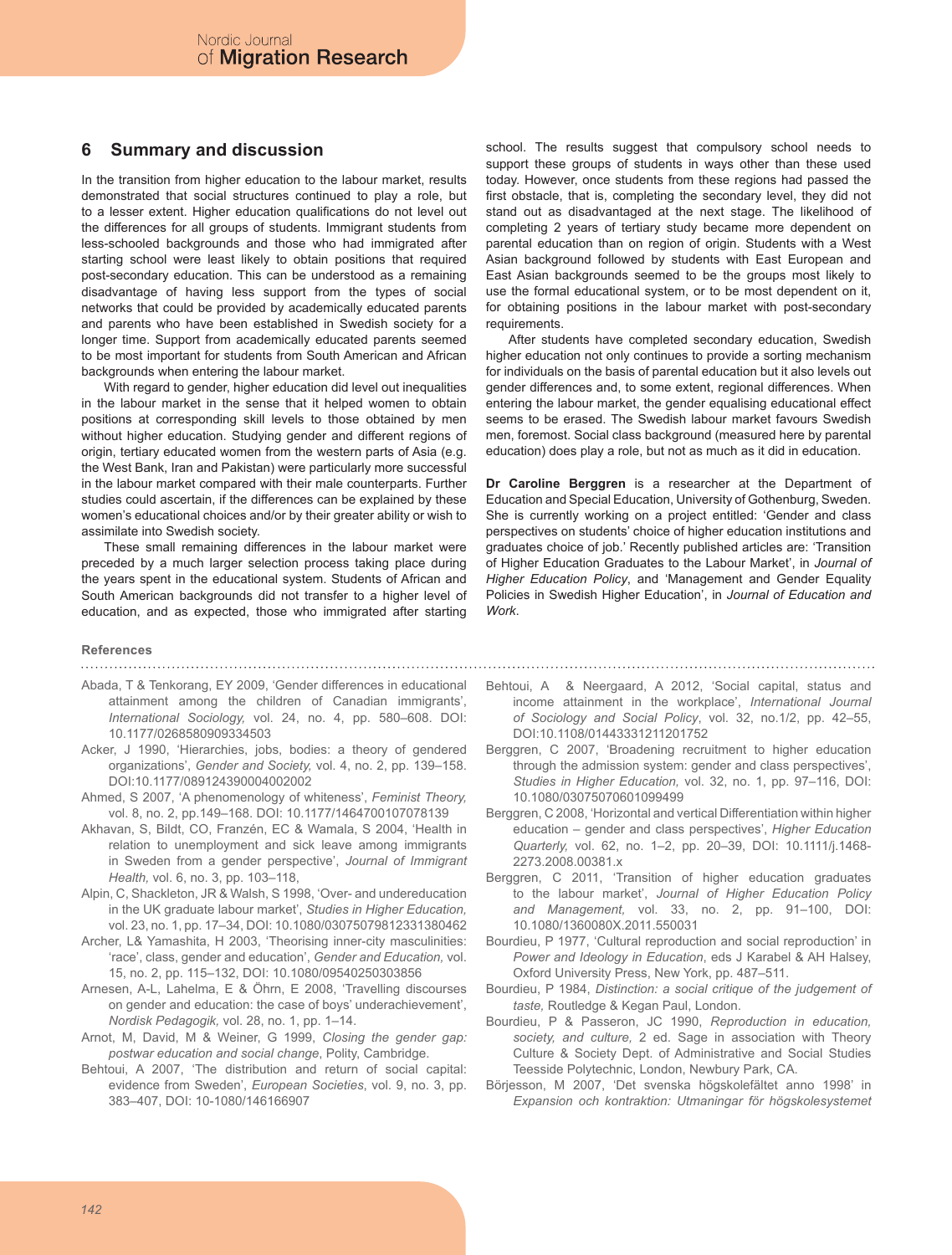## 6 Summary and discussion

In the transition from higher education to the labour market, results demonstrated that social structures continued to play a role, but to a lesser extent. Higher education qualifications do not level out the differences for all groups of students. Immigrant students from less-schooled backgrounds and those who had immigrated after starting school were least likely to obtain positions that required post-secondary education. This can be understood as a remaining disadvantage of having less support from the types of social networks that could be provided by academically educated parents and parents who have been established in Swedish society for a longer time. Support from academically educated parents seemed to be most important for students from South American and African backgrounds when entering the labour market.

With regard to gender, higher education did level out inequalities in the labour market in the sense that it helped women to obtain positions at corresponding skill levels to those obtained by men without higher education. Studying gender and different regions of origin, tertiary educated women from the western parts of Asia (e.g. the West Bank, Iran and Pakistan) were particularly more successful in the labour market compared with their male counterparts. Further studies could ascertain, if the differences can be explained by these women's educational choices and/or by their greater ability or wish to assimilate into Swedish society.

These small remaining differences in the labour market were preceded by a much larger selection process taking place during the years spent in the educational system. Students of African and South American backgrounds did not transfer to a higher level of education, and as expected, those who immigrated after starting school. The results suggest that compulsory school needs to support these groups of students in ways other than these used today. However, once students from these regions had passed the first obstacle, that is, completing the secondary level, they did not stand out as disadvantaged at the next stage. The likelihood of completing 2 years of tertiary study became more dependent on parental education than on region of origin. Students with a West Asian background followed by students with East European and East Asian backgrounds seemed to be the groups most likely to use the formal educational system, or to be most dependent on it, for obtaining positions in the labour market with post-secondary requirements.

After students have completed secondary education, Swedish higher education not only continues to provide a sorting mechanism for individuals on the basis of parental education but it also levels out gender differences and, to some extent, regional differences. When entering the labour market, the gender equalising educational effect seems to be erased. The Swedish labour market favours Swedish men, foremost. Social class background (measured here by parental education) does play a role, but not as much as it did in education.

**Dr Caroline Berggren** is a researcher at the Department of Education and Special Education, University of Gothenburg, Sweden. She is currently working on a project entitled: 'Gender and class perspectives on students' choice of higher education institutions and graduates choice of job.' Recently published articles are: 'Transition of Higher Education Graduates to the Labour Market', in *Journal of Higher Education Policy*, and 'Management and Gender Equality Policies in Swedish Higher Education', in *Journal of Education and Work*.

### References

Abada, T & Tenkorang, EY 2009, 'Gender differences in educational attainment among the children of Canadian immigrants', *International Sociology,* vol. 24, no. 4, pp. 580–608. DOI: 10.1177/0268580909334503

Acker, J 1990, 'Hierarchies, jobs, bodies: a theory of gendered organizations', *Gender and Society,* vol. 4, no. 2, pp. 139–158. DOI:10.1177/089124390004002002

Ahmed, S 2007, 'A phenomenology of whiteness', *Feminist Theory,* vol. 8, no. 2, pp.149–168. DOI: 10.1177/1464700107078139

Akhavan, S, Bildt, CO, Franzén, EC & Wamala, S 2004, 'Health in relation to unemployment and sick leave among immigrants in Sweden from a gender perspective', *Journal of Immigrant Health,* vol. 6, no. 3, pp. 103–118,

Alpin, C, Shackleton, JR & Walsh, S 1998, 'Over- and undereducation in the UK graduate labour market', *Studies in Higher Education,* vol. 23, no. 1, pp. 17–34, DOI: 10.1080/03075079812331380462

Archer, L& Yamashita, H 2003, 'Theorising inner-city masculinities: 'race', class, gender and education', *Gender and Education,* vol. 15, no. 2, pp. 115–132, DOI: 10.1080/09540250303856

Arnesen, A-L, Lahelma, E & Öhrn, E 2008, 'Travelling discourses on gender and education: the case of boys' underachievement', *Nordisk Pedagogik,* vol. 28, no. 1, pp. 1–14.

Arnot, M, David, M & Weiner, G 1999, *Closing the gender gap: postwar education and social change*, Polity, Cambridge.

Behtoui, A 2007, 'The distribution and return of social capital: evidence from Sweden', *European Societies*, vol. 9, no. 3, pp. 383–407, DOI: 10-1080/146166907

Behtoui, A & Neergaard, A 2012, 'Social capital, status and income attainment in the workplace', *International Journal of Sociology and Social Policy*, vol. 32, no.1/2, pp. 42–55, DOI:10.1108/01443331211201752

Berggren, C 2007, 'Broadening recruitment to higher education through the admission system: gender and class perspectives', *Studies in Higher Education,* vol. 32, no. 1, pp. 97–116, DOI: 10.1080/03075070601099499

Berggren, C 2008, 'Horizontal and vertical Differentiation within higher education – gender and class perspectives', *Higher Education Quarterly,* vol. 62, no. 1–2, pp. 20–39, DOI: 10.1111/j.1468-2273.2008.00381.x

Berggren, C 2011, 'Transition of higher education graduates to the labour market', *Journal of Higher Education Policy and Management,* vol. 33, no. 2, pp. 91–100, DOI: 10.1080/1360080X.2011.550031

Bourdieu, P 1977, 'Cultural reproduction and social reproduction' in *Power and Ideology in Education*, eds J Karabel & AH Halsey, Oxford University Press, New York, pp. 487–511.

Bourdieu, P 1984, *Distinction: a social critique of the judgement of taste,* Routledge & Kegan Paul, London.

Bourdieu, P & Passeron, JC 1990, *Reproduction in education, society, and culture,* 2 ed. Sage in association with Theory Culture & Society Dept. of Administrative and Social Studies Teesside Polytechnic, London, Newbury Park, CA.

Börjesson, M 2007, 'Det svenska högskolefältet anno 1998' in *Expansion och kontraktion: Utmaningar för högskolesystemet*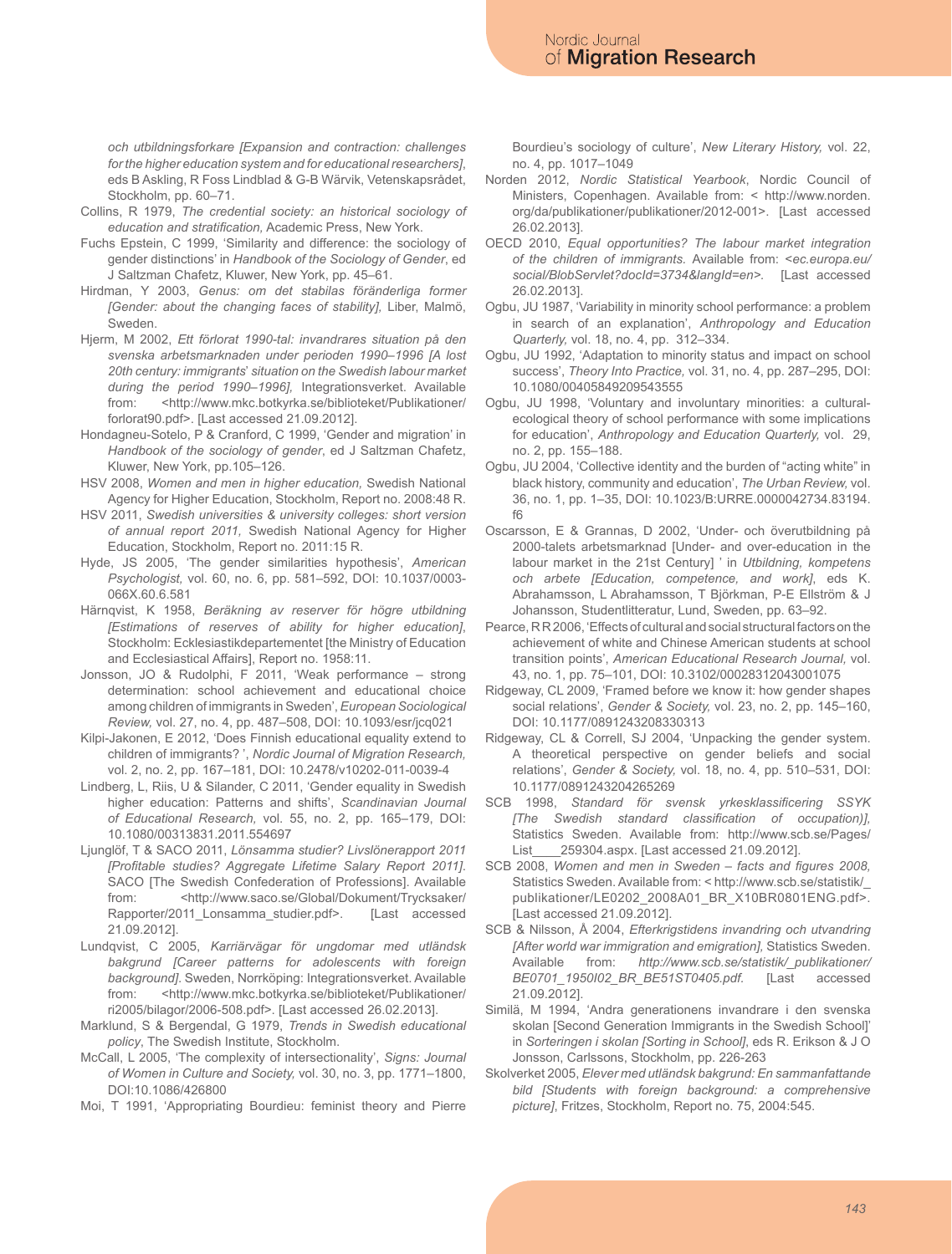*och utbildningsforkare [Expansion and contraction: challenges for the higher education system and for educational researchers]*, eds B Askling, R Foss Lindblad & G-B Wärvik, Vetenskapsrådet, Stockholm, pp. 60–71.

Collins, R 1979, *The credential society: an historical sociology of education and stratification,* Academic Press, New York.

Fuchs Epstein, C 1999, 'Similarity and difference: the sociology of gender distinctions' in *Handbook of the Sociology of Gender*, ed J Saltzman Chafetz, Kluwer, New York, pp. 45–61.

Hirdman, Y 2003, *Genus: om det stabilas föränderliga former [Gender: about the changing faces of stability],* Liber, Malmö, Sweden.

Hjerm, M 2002, *Ett förlorat 1990-tal: invandrares situation på den svenska arbetsmarknaden under perioden 1990–1996 [A lost 20th century: immigrants' situation on the Swedish labour market during the period 1990–1996],* Integrationsverket. Available from: <http://www.mkc.botkyrka.se/biblioteket/Publikationer/forlorat90.pdf>. [Last accessed 21.09.2012].

Hondagneu-Sotelo, P & Cranford, C 1999, 'Gender and migration' in *Handbook of the sociology of gender*, ed J Saltzman Chafetz, Kluwer, New York, pp.105–126.

HSV 2008, *Women and men in higher education,* Swedish National Agency for Higher Education, Stockholm, Report no. 2008:48 R.

HSV 2011, *Swedish universities & university colleges: short version of annual report 2011,* Swedish National Agency for Higher Education, Stockholm, Report no. 2011:15 R.

Hyde, JS 2005, 'The gender similarities hypothesis', *American Psychologist,* vol. 60, no. 6, pp. 581–592, DOI: 10.1037/0003-066X.60.6.581

Härnqvist, K 1958, *Beräkning av reserver för högre utbildning [Estimations of reserves of ability for higher education]*, Stockholm: Ecklesiastikdepartementet [the Ministry of Education and Ecclesiastical Affairs], Report no. 1958:11.

Jonsson, JO & Rudolphi, F 2011, 'Weak performance – strong determination: school achievement and educational choice among children of immigrants in Sweden', *European Sociological Review,* vol. 27, no. 4, pp. 487–508, DOI: 10.1093/esr/jcq021

Kilpi-Jakonen, E 2012, 'Does Finnish educational equality extend to children of immigrants? ', *Nordic Journal of Migration Research,* vol. 2, no. 2, pp. 167–181, DOI: 10.2478/v10202-011-0039-4

Lindberg, L, Riis, U & Silander, C 2011, 'Gender equality in Swedish higher education: Patterns and shifts', *Scandinavian Journal of Educational Research,* vol. 55, no. 2, pp. 165–179, DOI: 10.1080/00313831.2011.554697

Ljunglöf, T & SACO 2011, *Lönsamma studier? Livslönerapport 2011 [Profitable studies? Aggregate Lifetime Salary Report 2011]*. SACO [The Swedish Confederation of Professions]. Available from: <http://www.saco.se/Global/Dokument/Trycksaker/Rapporter/2011_Lonsamma_studier.pdf>. [Last accessed 21.09.2012].

Lundqvist, C 2005, *Karriärvägar för ungdomar med utländsk bakgrund [Career patterns for adolescents with foreign background]*. Sweden, Norrköping: Integrationsverket. Available from: <http://www.mkc.botkyrka.se/biblioteket/Publikationer/ri2005/bilagor/2006-508.pdf>. [Last accessed 26.02.2013].

Marklund, S & Bergendal, G 1979, *Trends in Swedish educational policy*, The Swedish Institute, Stockholm.

McCall, L 2005, 'The complexity of intersectionality', *Signs: Journal of Women in Culture and Society,* vol. 30, no. 3, pp. 1771–1800, DOI:10.1086/426800

Moi, T 1991, 'Appropriating Bourdieu: feminist theory and Pierre Bourdieu's sociology of culture', *New Literary History,* vol. 22, no. 4, pp. 1017–1049

Norden 2012, *Nordic Statistical Yearbook*, Nordic Council of Ministers, Copenhagen. Available from: < http://www.norden.org/da/publikationer/publikationer/2012-001>. [Last accessed 26.02.2013].

OECD 2010, *Equal opportunities? The labour market integration of the children of immigrants.* Available from: <*ec.europa.eu/social/BlobServlet?docId=3734&langId=en*>. [Last accessed 26.02.2013].

Ogbu, JU 1987, 'Variability in minority school performance: a problem in search of an explanation', *Anthropology and Education Quarterly,* vol. 18, no. 4, pp. 312–334.

Ogbu, JU 1992, 'Adaptation to minority status and impact on school success', *Theory Into Practice,* vol. 31, no. 4, pp. 287–295, DOI: 10.1080/00405849209543555

Ogbu, JU 1998, 'Voluntary and involuntary minorities: a cultural-ecological theory of school performance with some implications for education', *Anthropology and Education Quarterly,* vol. 29, no. 2, pp. 155–188.

Ogbu, JU 2004, 'Collective identity and the burden of "acting white" in black history, community and education', *The Urban Review,* vol. 36, no. 1, pp. 1–35, DOI: 10.1023/B:URRE.0000042734.83194.f6

Oscarsson, E & Grannas, D 2002, 'Under- och överutbildning på 2000-talets arbetsmarknad [Under- and over-education in the labour market in the 21st Century] ' in *Utbildning, kompetens och arbete [Education, competence, and work]*, eds K. Abrahamsson, L Abrahamsson, T Björkman, P-E Ellström & J Johansson, Studentlitteratur, Lund, Sweden, pp. 63–92.

Pearce, R R 2006, 'Effects of cultural and social structural factors on the achievement of white and Chinese American students at school transition points', *American Educational Research Journal,* vol. 43, no. 1, pp. 75–101, DOI: 10.3102/00028312043001075

Ridgeway, CL 2009, 'Framed before we know it: how gender shapes social relations', *Gender & Society,* vol. 23, no. 2, pp. 145–160, DOI: 10.1177/0891243208330313

Ridgeway, CL & Correll, SJ 2004, 'Unpacking the gender system. A theoretical perspective on gender beliefs and social relations', *Gender & Society,* vol. 18, no. 4, pp. 510–531, DOI: 10.1177/0891243204265269

SCB 1998, *Standard för svensk yrkesklassificering SSYK [The Swedish standard classification of occupation)],* Statistics Sweden. Available from: http://www.scb.se/Pages/List____259304.aspx. [Last accessed 21.09.2012].

SCB 2008, *Women and men in Sweden – facts and figures 2008,* Statistics Sweden. Available from: < http://www.scb.se/statistik/_publikationer/LE0202_2008A01_BR_X10BR0801ENG.pdf>. [Last accessed 21.09.2012].

SCB & Nilsson, Å 2004, *Efterkrigstidens invandring och utvandring [After world war immigration and emigration],* Statistics Sweden. Available from: *http://www.scb.se/statistik/_publikationer/BE0701_1950I02_BR_BE51ST0405.pdf*. [Last accessed 21.09.2012].

Similä, M 1994, 'Andra generationens invandrare i den svenska skolan [Second Generation Immigrants in the Swedish School]' in *Sorteringen i skolan [Sorting in School]*, eds R. Erikson & J O Jonsson, Carlssons, Stockholm, pp. 226-263

Skolverket 2005, *Elever med utländsk bakgrund: En sammanfattande bild [Students with foreign background: a comprehensive picture]*, Fritzes, Stockholm, Report no. 75, 2004:545.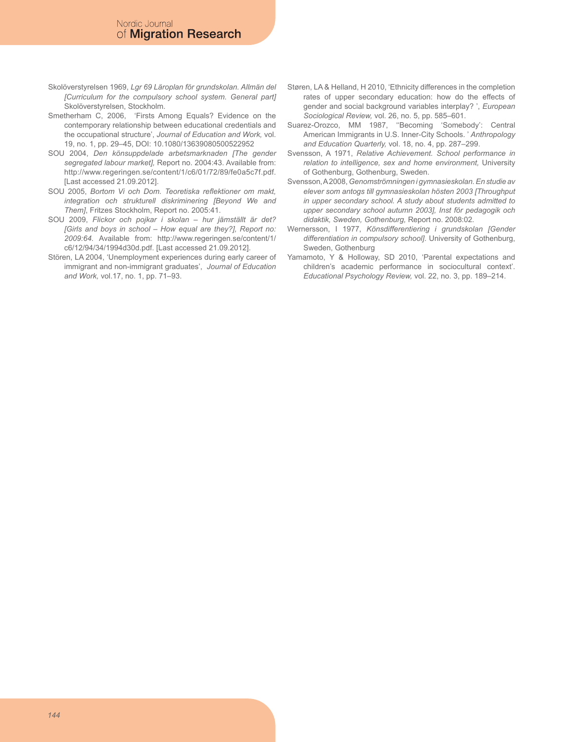Skolöverstyrelsen 1969, *Lgr 69 Läroplan för grundskolan. Allmän del [Curriculum for the compulsory school system. General part]* Skolöverstyrelsen, Stockholm.

Smetherham C, 2006, 'Firsts Among Equals? Evidence on the contemporary relationship between educational credentials and the occupational structure', *Journal of Education and Work,* vol. 19, no. 1, pp. 29–45, DOI: 10.1080/13639080500522952

SOU 2004, *Den könsuppdelade arbetsmarknaden [The gender segregated labour market],* Report no. 2004:43. Available from: http://www.regeringen.se/content/1/c6/01/72/89/fe0a5c7f.pdf. [Last accessed 21.09.2012].

SOU 2005, *Bortom Vi och Dom. Teoretiska reflektioner om makt, integration och strukturell diskriminering [Beyond We and Them]*, Fritzes Stockholm, Report no. 2005:41.

SOU 2009, *Flickor och pojkar i skolan – hur jämställt är det? [Girls and boys in school – How equal are they?], Report no: 2009:64.* Available from: http://www.regeringen.se/content/1/c6/12/94/34/1994d30d.pdf. [Last accessed 21.09.2012].

Stören, LA 2004, 'Unemployment experiences during early career of immigrant and non-immigrant graduates', *Journal of Education and Work,* vol.17, no. 1, pp. 71–93.

Støren, LA & Helland, H 2010, 'Ethnicity differences in the completion rates of upper secondary education: how do the effects of gender and social background variables interplay? ', *European Sociological Review,* vol. 26, no. 5, pp. 585–601.

Suarez-Orozco, MM 1987, ''Becoming 'Somebody': Central American Immigrants in U.S. Inner-City Schools. ' *Anthropology and Education Quarterly,* vol. 18, no. 4, pp. 287–299.

Svensson, A 1971, *Relative Achievement. School performance in relation to intelligence, sex and home environment,* University of Gothenburg, Gothenburg, Sweden.

Svensson, A 2008, *Genomströmningen i gymnasieskolan. En studie av elever som antogs till gymnasieskolan hösten 2003 [Throughput in upper secondary school. A study about students admitted to upper secondary school autumn 2003], Inst för pedagogik och didaktik, Sweden, Gothenburg,* Report no. 2008:02.

Wernersson, I 1977, *Könsdifferentiering i grundskolan [Gender differentiation in compulsory school].* University of Gothenburg, Sweden, Gothenburg

Yamamoto, Y & Holloway, SD 2010, 'Parental expectations and children's academic performance in sociocultural context'. *Educational Psychology Review,* vol. 22, no. 3, pp. 189–214.